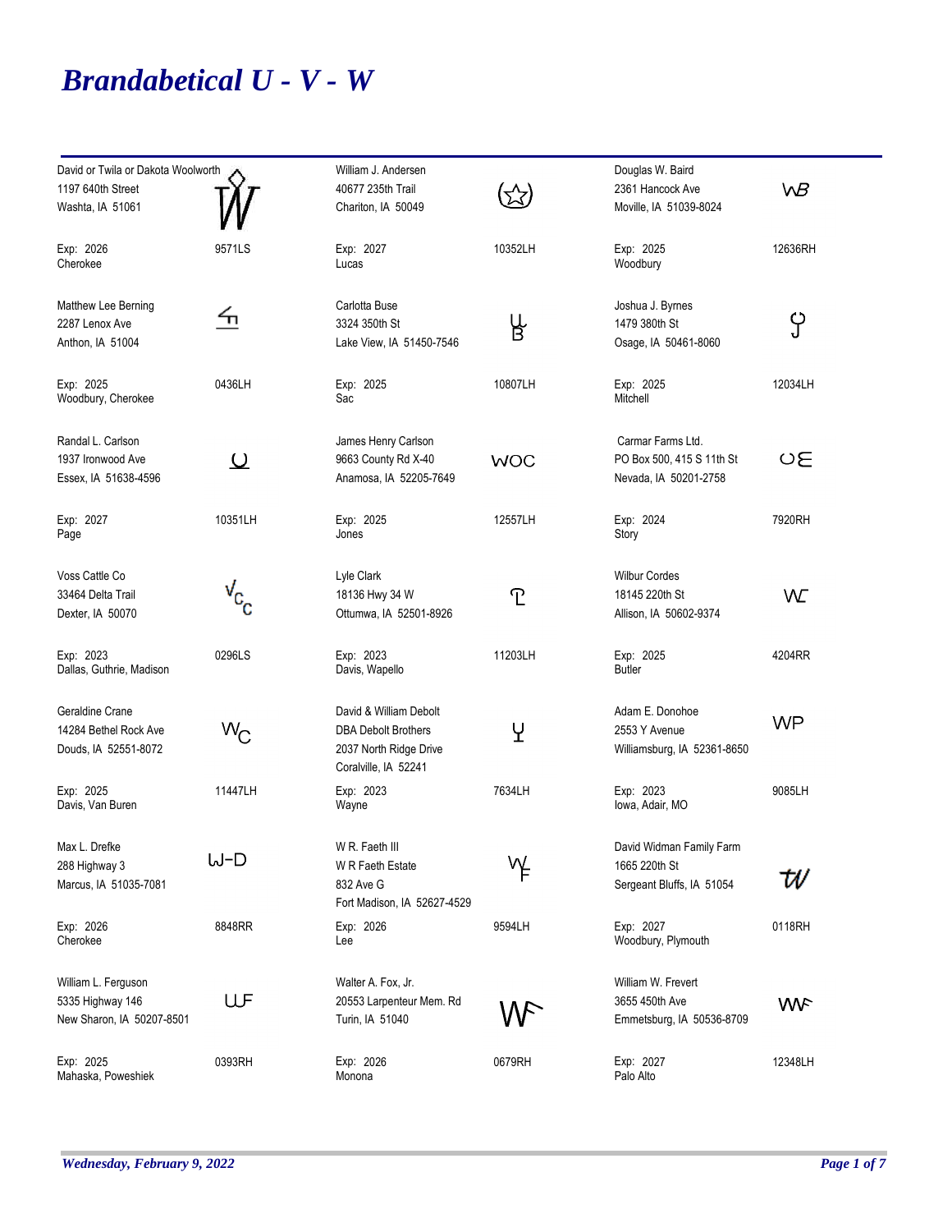# *Brandabetical U - V - W*

| Owner | Brand | Owner | Brand | Owner | Brand |
|---|---|---|---|---|---|
| David or Twila or Dakota Woolworth<br>1197 640th Street<br>Washta, IA 51061 | | William J. Andersen<br>40677 235th Trail<br>Chariton, IA 50049 | | Douglas W. Baird<br>2361 Hancock Ave<br>Moville, IA 51039-8024 | WB |
| Exp: 2026<br>Cherokee | 9571LS | Exp: 2027<br>Lucas | 10352LH | Exp: 2025<br>Woodbury | 12636RH |
| Matthew Lee Berning<br>2287 Lenox Ave<br>Anthon, IA 51004 | | Carlotta Buse<br>3324 350th St<br>Lake View, IA 51450-7546 | | Joshua J. Byrnes<br>1479 380th St<br>Osage, IA 50461-8060 | |
| Exp: 2025<br>Woodbury, Cherokee | 0436LH | Exp: 2025<br>Sac | 10807LH | Exp: 2025<br>Mitchell | 12034LH |
| Randal L. Carlson<br>1937 Ironwood Ave<br>Essex, IA 51638-4596 | | James Henry Carlson<br>9663 County Rd X-40<br>Anamosa, IA 52205-7649 | WOC | Carmar Farms Ltd.<br>PO Box 500, 415 S 11th St<br>Nevada, IA 50201-2758 | |
| Exp: 2027<br>Page | 10351LH | Exp: 2025<br>Jones | 12557LH | Exp: 2024<br>Story | 7920RH |
| Voss Cattle Co<br>33464 Delta Trail<br>Dexter, IA 50070 | | Lyle Clark<br>18136 Hwy 34 W<br>Ottumwa, IA 52501-8926 | | Wilbur Cordes<br>18145 220th St<br>Allison, IA 50602-9374 | |
| Exp: 2023<br>Dallas, Guthrie, Madison | 0296LS | Exp: 2023<br>Davis, Wapello | 11203LH | Exp: 2025<br>Butler | 4204RR |
| Geraldine Crane<br>14284 Bethel Rock Ave<br>Douds, IA 52551-8072 | | David & William Debolt<br>DBA Debolt Brothers<br>2037 North Ridge Drive<br>Coralville, IA 52241 | | Adam E. Donohoe<br>2553 Y Avenue<br>Williamsburg, IA 52361-8650 | WP |
| Exp: 2025<br>Davis, Van Buren | 11447LH | Exp: 2023<br>Wayne | 7634LH | Exp: 2023<br>Iowa, Adair, MO | 9085LH |
| Max L. Drefke<br>288 Highway 3<br>Marcus, IA 51035-7081 | W-D | W R. Faeth III<br>W R Faeth Estate<br>832 Ave G<br>Fort Madison, IA 52627-4529 | | David Widman Family Farm<br>1665 220th St<br>Sergeant Bluffs, IA 51054 | tW |
| Exp: 2026<br>Cherokee | 8848RR | Exp: 2026<br>Lee | 9594LH | Exp: 2027<br>Woodbury, Plymouth | 0118RH |
| William L. Ferguson<br>5335 Highway 146<br>New Sharon, IA 50207-8501 | WF | Walter A. Fox, Jr.<br>20553 Larpenteur Mem. Rd<br>Turin, IA 51040 | | William W. Frevert<br>3655 450th Ave<br>Emmetsburg, IA 50536-8709 | |
| Exp: 2025<br>Mahaska, Poweshiek | 0393RH | Exp: 2026<br>Monona | 0679RH | Exp: 2027<br>Palo Alto | 12348LH |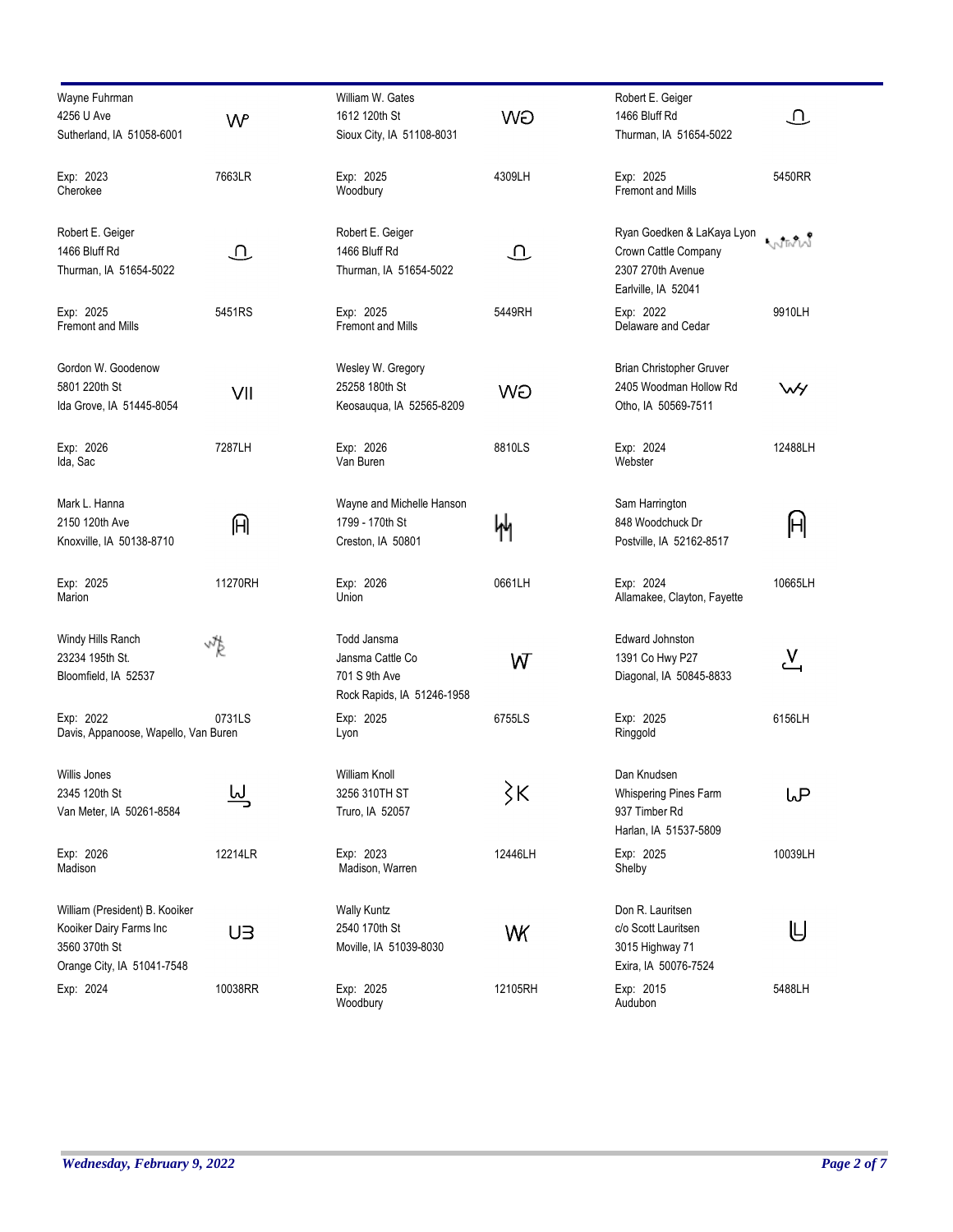Wayne Fuhrman
4256 U Ave
Sutherland, IA 51058-6001
WP
Exp: 2023 — 7663LR
Cherokee

William W. Gates
1612 120th St
Sioux City, IA 51108-8031
WG
Exp: 2025 — 4309LH
Woodbury

Robert E. Geiger
1466 Bluff Rd
Thurman, IA 51654-5022
Exp: 2025 — 5450RR
Fremont and Mills

Robert E. Geiger
1466 Bluff Rd
Thurman, IA 51654-5022
Exp: 2025 — 5451RS
Fremont and Mills

Robert E. Geiger
1466 Bluff Rd
Thurman, IA 51654-5022
Exp: 2025 — 5449RH
Fremont and Mills

Ryan Goedken & LaKaya Lyon
Crown Cattle Company
2307 270th Avenue
Earlville, IA 52041
Exp: 2022 — 9910LH
Delaware and Cedar

Gordon W. Goodenow
5801 220th St
Ida Grove, IA 51445-8054
VII
Exp: 2026 — 7287LH
Ida, Sac

Wesley W. Gregory
25258 180th St
Keosauqua, IA 52565-8209
WG
Exp: 2026 — 8810LS
Van Buren

Brian Christopher Gruver
2405 Woodman Hollow Rd
Otho, IA 50569-7511
Exp: 2024 — 12488LH
Webster

Mark L. Hanna
2150 120th Ave
Knoxville, IA 50138-8710
Exp: 2025 — 11270RH
Marion

Wayne and Michelle Hanson
1799 - 170th St
Creston, IA 50801
Exp: 2026 — 0661LH
Union

Sam Harrington
848 Woodchuck Dr
Postville, IA 52162-8517
Exp: 2024 — 10665LH
Allamakee, Clayton, Fayette

Windy Hills Ranch
23234 195th St.
Bloomfield, IA 52537
Exp: 2022 — 0731LS
Davis, Appanoose, Wapello, Van Buren

Todd Jansma
Jansma Cattle Co
701 S 9th Ave
Rock Rapids, IA 51246-1958
WT
Exp: 2025 — 6755LS
Lyon

Edward Johnston
1391 Co Hwy P27
Diagonal, IA 50845-8833
Exp: 2025 — 6156LH
Ringgold

Willis Jones
2345 120th St
Van Meter, IA 50261-8584
Exp: 2026 — 12214LR
Madison

William Knoll
3256 310TH ST
Truro, IA 52057
Exp: 2023 — 12446LH
Madison, Warren

Dan Knudsen
Whispering Pines Farm
937 Timber Rd
Harlan, IA 51537-5809
WP
Exp: 2025 — 10039LH
Shelby

William (President) B. Kooiker
Kooiker Dairy Farms Inc
3560 370th St
Orange City, IA 51041-7548
Exp: 2024 — 10038RR

Wally Kuntz
2540 170th St
Moville, IA 51039-8030
WK
Exp: 2025 — 12105RH
Woodbury

Don R. Lauritsen
c/o Scott Lauritsen
3015 Highway 71
Exira, IA 50076-7524
Exp: 2015 — 5488LH
Audubon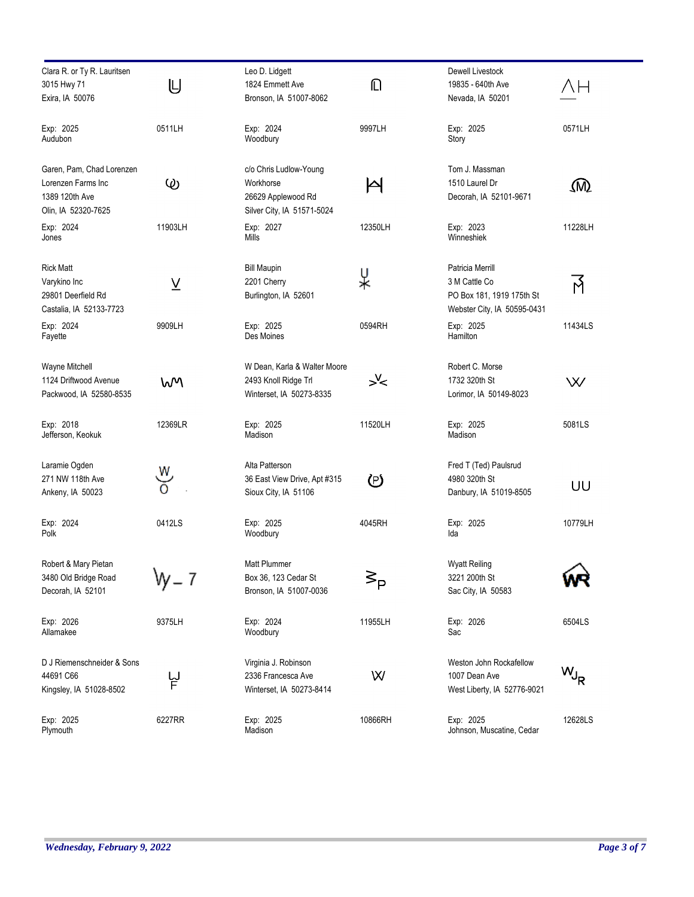Clara R. or Ty R. Lauritsen
3015 Hwy 71
Exira, IA 50076

Exp: 2025 — 0511LH
Audubon

Leo D. Lidgett
1824 Emmett Ave
Bronson, IA 51007-8062

Exp: 2024 — 9997LH
Woodbury

Dewell Livestock
19835 - 640th Ave
Nevada, IA 50201

Exp: 2025 — 0571LH
Story

Garen, Pam, Chad Lorenzen
Lorenzen Farms Inc
1389 120th Ave
Olin, IA 52320-7625

Exp: 2024 — 11903LH
Jones

c/o Chris Ludlow-Young
Workhorse
26629 Applewood Rd
Silver City, IA 51571-5024

Exp: 2027 — 12350LH
Mills

Tom J. Massman
1510 Laurel Dr
Decorah, IA 52101-9671

Exp: 2023 — 11228LH
Winneshiek

Rick Matt
Varykino Inc
29801 Deerfield Rd
Castalia, IA 52133-7723

Exp: 2024 — 9909LH
Fayette

Bill Maupin
2201 Cherry
Burlington, IA 52601

Exp: 2025 — 0594RH
Des Moines

Patricia Merrill
3 M Cattle Co
PO Box 181, 1919 175th St
Webster City, IA 50595-0431

Exp: 2025 — 11434LS
Hamilton

Wayne Mitchell
1124 Driftwood Avenue
Packwood, IA 52580-8535

Exp: 2018 — 12369LR
Jefferson, Keokuk

W Dean, Karla & Walter Moore
2493 Knoll Ridge Trl
Winterset, IA 50273-8335

Exp: 2025 — 11520LH
Madison

Robert C. Morse
1732 320th St
Lorimor, IA 50149-8023

Exp: 2025 — 5081LS
Madison

Laramie Ogden
271 NW 118th Ave
Ankeny, IA 50023

Exp: 2024 — 0412LS
Polk

Alta Patterson
36 East View Drive, Apt #315
Sioux City, IA 51106

Exp: 2025 — 4045RH
Woodbury

Fred T (Ted) Paulsrud
4980 320th St
Danbury, IA 51019-8505

Exp: 2025 — 10779LH
Ida

Robert & Mary Pietan
3480 Old Bridge Road
Decorah, IA 52101

Exp: 2026 — 9375LH
Allamakee

Matt Plummer
Box 36, 123 Cedar St
Bronson, IA 51007-0036

Exp: 2024 — 11955LH
Woodbury

Wyatt Reiling
3221 200th St
Sac City, IA 50583

Exp: 2026 — 6504LS
Sac

D J Riemenschneider & Sons
44691 C66
Kingsley, IA 51028-8502

Exp: 2025 — 6227RR
Plymouth

Virginia J. Robinson
2336 Francesca Ave
Winterset, IA 50273-8414

Exp: 2025 — 10866RH
Madison

Weston John Rockafellow
1007 Dean Ave
West Liberty, IA 52776-9021

Exp: 2025 — 12628LS
Johnson, Muscatine, Cedar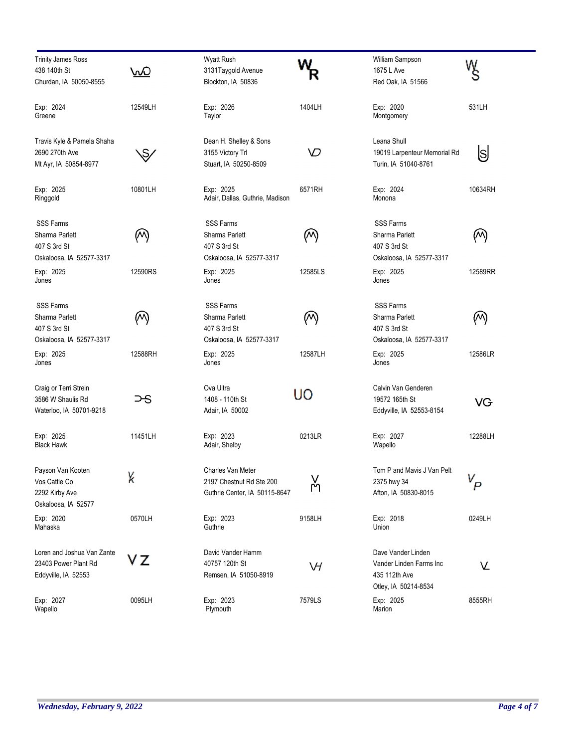| Owner | Brand | Number | Owner | Brand | Number | Owner | Brand | Number |
|---|---|---|---|---|---|---|---|---|
| Trinity James Ross<br>438 140th St<br>Churdan, IA 50050-8555<br><br>Exp: 2024<br>Greene | WO | 12549LH | Wyatt Rush<br>3131Taygold Avenue<br>Blockton, IA 50836<br><br>Exp: 2026<br>Taylor | WR | 1404LH | William Sampson<br>1675 L Ave<br>Red Oak, IA 51566<br><br>Exp: 2020<br>Montgomery | WS | 531LH |
| Travis Kyle & Pamela Shaha<br>2690 270th Ave<br>Mt Ayr, IA 50854-8977<br><br>Exp: 2025<br>Ringgold | \S/ | 10801LH | Dean H. Shelley & Sons<br>3155 Victory Trl<br>Stuart, IA 50250-8509<br><br>Exp: 2025<br>Adair, Dallas, Guthrie, Madison | VD | 6571RH | Leana Shull<br>19019 Larpenteur Memorial Rd<br>Turin, IA 51040-8761<br><br>Exp: 2024<br>Monona | S | 10634RH |
| SSS Farms<br>Sharma Parlett<br>407 S 3rd St<br>Oskaloosa, IA 52577-3317<br><br>Exp: 2025<br>Jones | (M) | 12590RS | SSS Farms<br>Sharma Parlett<br>407 S 3rd St<br>Oskaloosa, IA 52577-3317<br><br>Exp: 2025<br>Jones | (M) | 12585LS | SSS Farms<br>Sharma Parlett<br>407 S 3rd St<br>Oskaloosa, IA 52577-3317<br><br>Exp: 2025<br>Jones | (M) | 12589RR |
| SSS Farms<br>Sharma Parlett<br>407 S 3rd St<br>Oskaloosa, IA 52577-3317<br><br>Exp: 2025<br>Jones | (M) | 12588RH | SSS Farms<br>Sharma Parlett<br>407 S 3rd St<br>Oskaloosa, IA 52577-3317<br><br>Exp: 2025<br>Jones | (M) | 12587LH | SSS Farms<br>Sharma Parlett<br>407 S 3rd St<br>Oskaloosa, IA 52577-3317<br><br>Exp: 2025<br>Jones | (M) | 12586LR |
| Craig or Terri Strein<br>3586 W Shaulis Rd<br>Waterloo, IA 50701-9218<br><br>Exp: 2025<br>Black Hawk | ⊃S | 11451LH | Ova Ultra<br>1408 - 110th St<br>Adair, IA 50002<br><br>Exp: 2023<br>Adair, Shelby | UO | 0213LR | Calvin Van Genderen<br>19572 165th St<br>Eddyville, IA 52553-8154<br><br>Exp: 2027<br>Wapello | VG | 12288LH |
| Payson Van Kooten<br>Vos Cattle Co<br>2292 Kirby Ave<br>Oskaloosa, IA 52577<br><br>Exp: 2020<br>Mahaska | VK | 0570LH | Charles Van Meter<br>2197 Chestnut Rd Ste 200<br>Guthrie Center, IA 50115-8647<br><br>Exp: 2023<br>Guthrie | VM | 9158LH | Tom P and Mavis J Van Pelt<br>2375 hwy 34<br>Afton, IA 50830-8015<br><br>Exp: 2018<br>Union | VP | 0249LH |
| Loren and Joshua Van Zante<br>23403 Power Plant Rd<br>Eddyville, IA 52553<br><br>Exp: 2027<br>Wapello | VZ | 0095LH | David Vander Hamm<br>40757 120th St<br>Remsen, IA 51050-8919<br><br>Exp: 2023<br>Plymouth | VH | 7579LS | Dave Vander Linden<br>Vander Linden Farms Inc<br>435 112th Ave<br>Otley, IA 50214-8534<br><br>Exp: 2025<br>Marion | VL | 8555RH |

*Wednesday, February 9, 2022*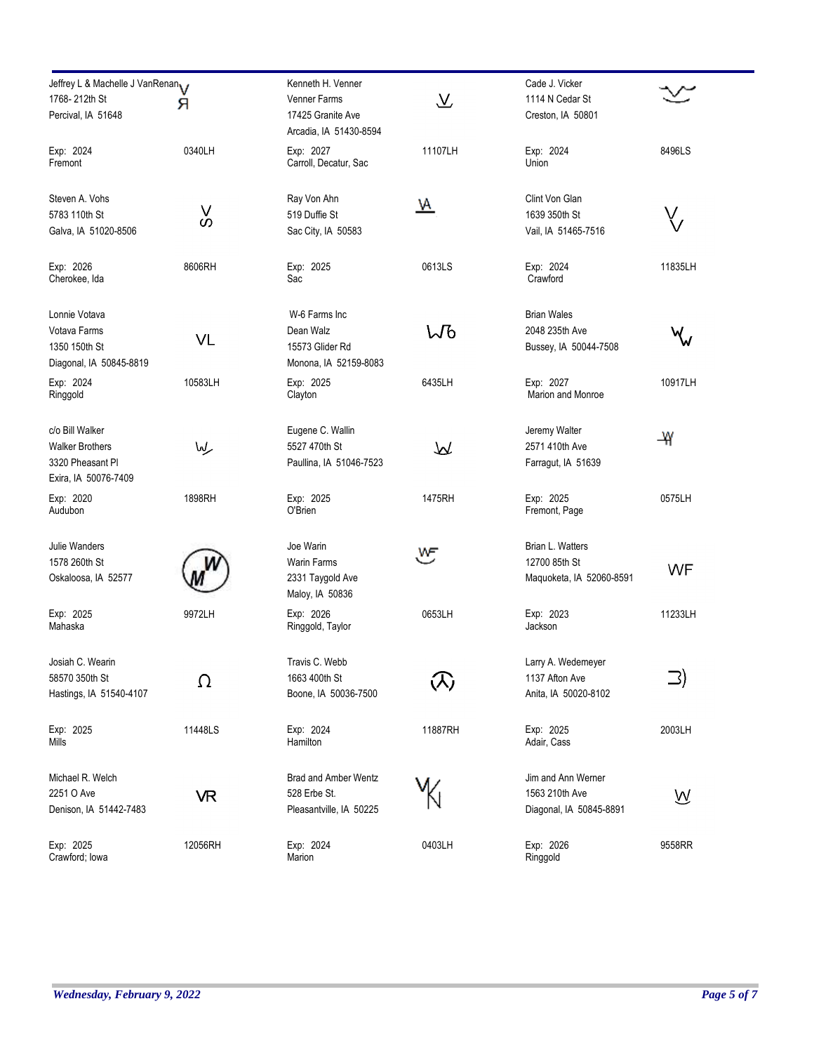| Owner | Brand | Owner | Brand | Owner | Brand |
|---|---|---|---|---|---|
| Jeffrey L & Machelle J VanRenan<br>1768- 212th St<br>Percival, IA 51648<br>Exp: 2024<br>Fremont | V Я<br>0340LH | Kenneth H. Venner<br>Venner Farms<br>17425 Granite Ave<br>Arcadia, IA 51430-8594<br>Exp: 2027<br>Carroll, Decatur, Sac | V<br>11107LH | Cade J. Vicker<br>1114 N Cedar St<br>Creston, IA 50801<br>Exp: 2024<br>Union | 8496LS |
| Steven A. Vohs<br>5783 110th St<br>Galva, IA 51020-8506<br>Exp: 2026<br>Cherokee, Ida | V S<br>8606RH | Ray Von Ahn<br>519 Duffie St<br>Sac City, IA 50583<br>Exp: 2025<br>Sac | VA<br>0613LS | Clint Von Glan<br>1639 350th St<br>Vail, IA 51465-7516<br>Exp: 2024<br>Crawford | V V<br>11835LH |
| Lonnie Votava<br>Votava Farms<br>1350 150th St<br>Diagonal, IA 50845-8819<br>Exp: 2024<br>Ringgold | VL<br>10583LH | W-6 Farms Inc<br>Dean Walz<br>15573 Glider Rd<br>Monona, IA 52159-8083<br>Exp: 2025<br>Clayton | W6<br>6435LH | Brian Wales<br>2048 235th Ave<br>Bussey, IA 50044-7508<br>Exp: 2027<br>Marion and Monroe | W W<br>10917LH |
| c/o Bill Walker<br>Walker Brothers<br>3320 Pheasant Pl<br>Exira, IA 50076-7409<br>Exp: 2020<br>Audubon | W<br>1898RH | Eugene C. Wallin<br>5527 470th St<br>Paullina, IA 51046-7523<br>Exp: 2025<br>O'Brien | W<br>1475RH | Jeremy Walter<br>2571 410th Ave<br>Farragut, IA 51639<br>Exp: 2025<br>Fremont, Page | W<br>0575LH |
| Julie Wanders<br>1578 260th St<br>Oskaloosa, IA 52577<br>Exp: 2025<br>Mahaska | W M<br>9972LH | Joe Warin<br>Warin Farms<br>2331 Taygold Ave<br>Maloy, IA 50836<br>Exp: 2026<br>Ringgold, Taylor | WF<br>0653LH | Brian L. Watters<br>12700 85th St<br>Maquoketa, IA 52060-8591<br>Exp: 2023<br>Jackson | WF<br>11233LH |
| Josiah C. Wearin<br>58570 350th St<br>Hastings, IA 51540-4107<br>Exp: 2025<br>Mills | Ω<br>11448LS | Travis C. Webb<br>1663 400th St<br>Boone, IA 50036-7500<br>Exp: 2024<br>Hamilton | 11887RH | Larry A. Wedemeyer<br>1137 Afton Ave<br>Anita, IA 50020-8102<br>Exp: 2025<br>Adair, Cass | ⊐)<br>2003LH |
| Michael R. Welch<br>2251 O Ave<br>Denison, IA 51442-7483<br>Exp: 2025<br>Crawford; Iowa | VR<br>12056RH | Brad and Amber Wentz<br>528 Erbe St.<br>Pleasantville, IA 50225<br>Exp: 2024<br>Marion | VK<br>0403LH | Jim and Ann Werner<br>1563 210th Ave<br>Diagonal, IA 50845-8891<br>Exp: 2026<br>Ringgold | W<br>9558RR |

*Wednesday, February 9, 2022*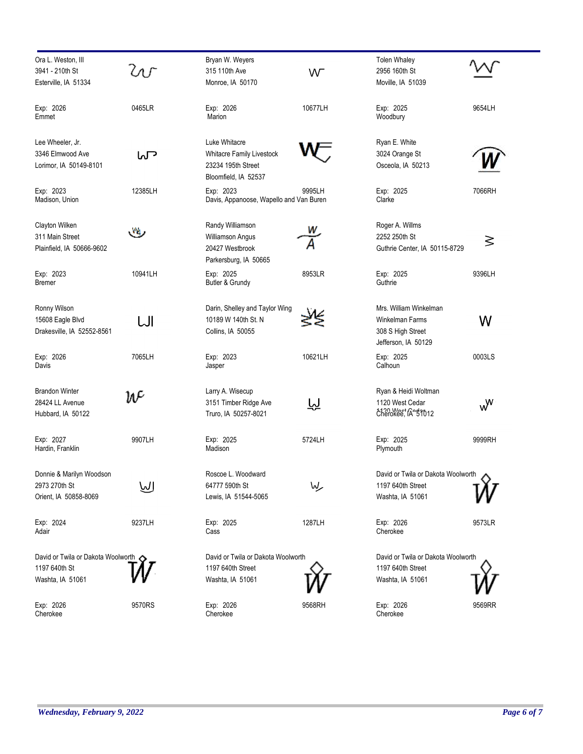Ora L. Weston, III
3941 - 210th St
Esterville, IA 51334

Exp: 2026 0465LR
Emmet

Bryan W. Weyers
315 110th Ave
Monroe, IA 50170

Exp: 2026 10677LH
Marion

Tolen Whaley
2956 160th St
Moville, IA 51039

Exp: 2025 9654LH
Woodbury

Lee Wheeler, Jr.
3346 Elmwood Ave
Lorimor, IA 50149-8101

Exp: 2023 12385LH
Madison, Union

Luke Whitacre
Whitacre Family Livestock
23234 195th Street
Bloomfield, IA 52537

Exp: 2023 9995LH
Davis, Appanoose, Wapello and Van Buren

Ryan E. White
3024 Orange St
Osceola, IA 50213

Exp: 2025 7066RH
Clarke

Clayton Wilken
311 Main Street
Plainfield, IA 50666-9602

Exp: 2023 10941LH
Bremer

Randy Williamson
Williamson Angus
20427 Westbrook
Parkersburg, IA 50665

Exp: 2025 8953LR
Butler & Grundy

Roger A. Willms
2252 250th St
Guthrie Center, IA 50115-8729

Exp: 2025 9396LH
Guthrie

Ronny Wilson
15608 Eagle Blvd
Drakesville, IA 52552-8561

Exp: 2026 7065LH
Davis

Darin, Shelley and Taylor Wing
10189 W 140th St. N
Collins, IA 50055

Exp: 2023 10621LH
Jasper

Mrs. William Winkelman
Winkelman Farms
308 S High Street
Jefferson, IA 50129

Exp: 2025 0003LS
Calhoun

Brandon Winter
28424 LL Avenue
Hubbard, IA 50122

Exp: 2027 9907LH
Hardin, Franklin

Larry A. Wisecup
3151 Timber Ridge Ave
Truro, IA 50257-8021

Exp: 2025 5724LH
Madison

Ryan & Heidi Woltman
1120 West Cedar
Cherokee, IA 51012

Exp: 2025 9999RH
Plymouth

Donnie & Marilyn Woodson
2973 270th St
Orient, IA 50858-8069

Exp: 2024 9237LH
Adair

Roscoe L. Woodward
64777 590th St
Lewis, IA 51544-5065

Exp: 2025 1287LH
Cass

David or Twila or Dakota Woolworth
1197 640th Street
Washta, IA 51061

Exp: 2026 9573LR
Cherokee

David or Twila or Dakota Woolworth
1197 640th St
Washta, IA 51061

Exp: 2026 9570RS
Cherokee

David or Twila or Dakota Woolworth
1197 640th Street
Washta, IA 51061

Exp: 2026 9568RH
Cherokee

David or Twila or Dakota Woolworth
1197 640th Street
Washta, IA 51061

Exp: 2026 9569RR
Cherokee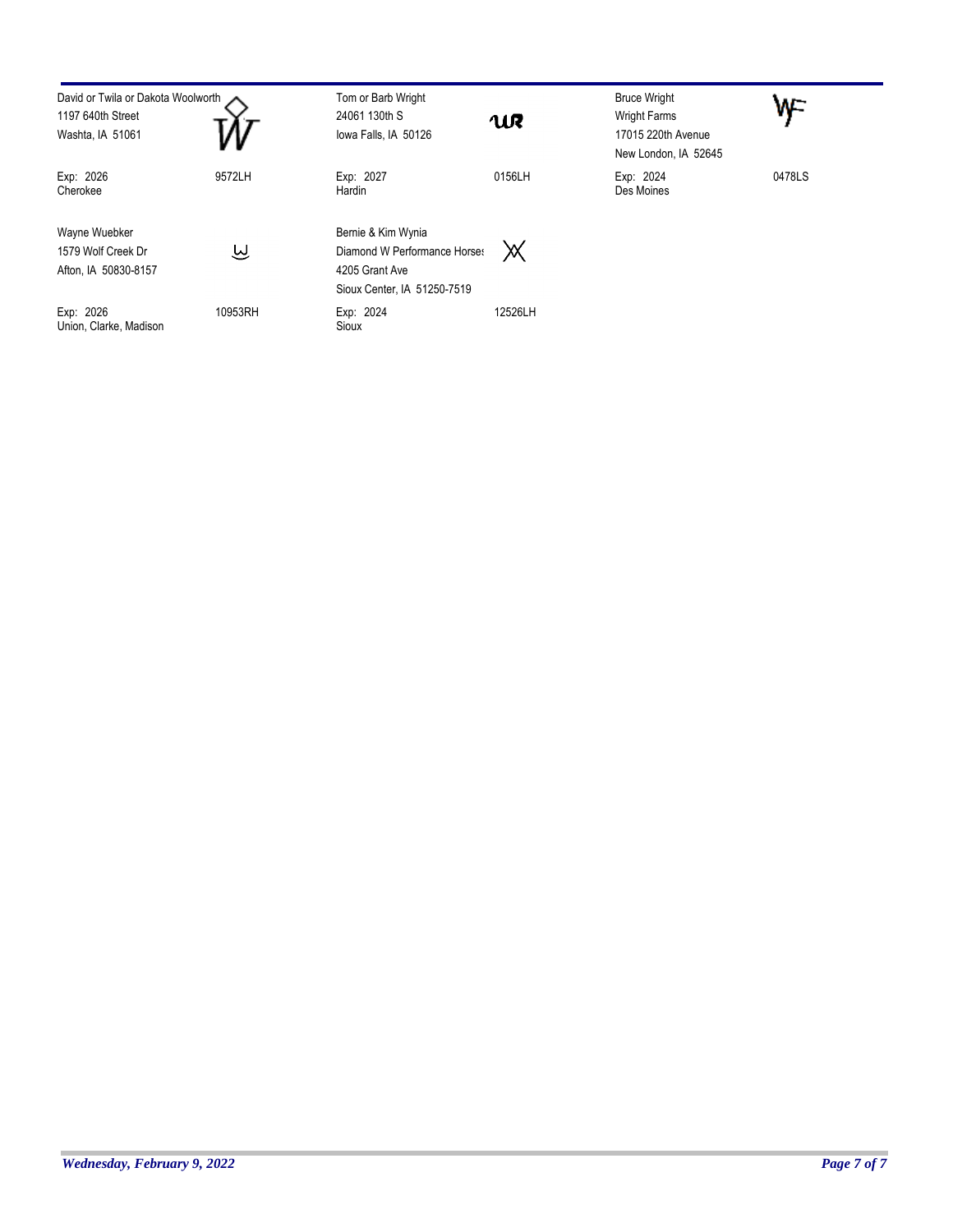David or Twila or Dakota Woolworth
1197 640th Street
Washta, IA 51061

Exp: 2026 — 9572LH
Cherokee

Tom or Barb Wright
24061 130th S
Iowa Falls, IA 50126

Exp: 2027 — 0156LH
Hardin

Bruce Wright
Wright Farms
17015 220th Avenue
New London, IA 52645

Exp: 2024 — 0478LS
Des Moines

Wayne Wuebker
1579 Wolf Creek Dr
Afton, IA 50830-8157

Exp: 2026 — 10953RH
Union, Clarke, Madison

Bernie & Kim Wynia
Diamond W Performance Horses
4205 Grant Ave
Sioux Center, IA 51250-7519

Exp: 2024 — 12526LH
Sioux